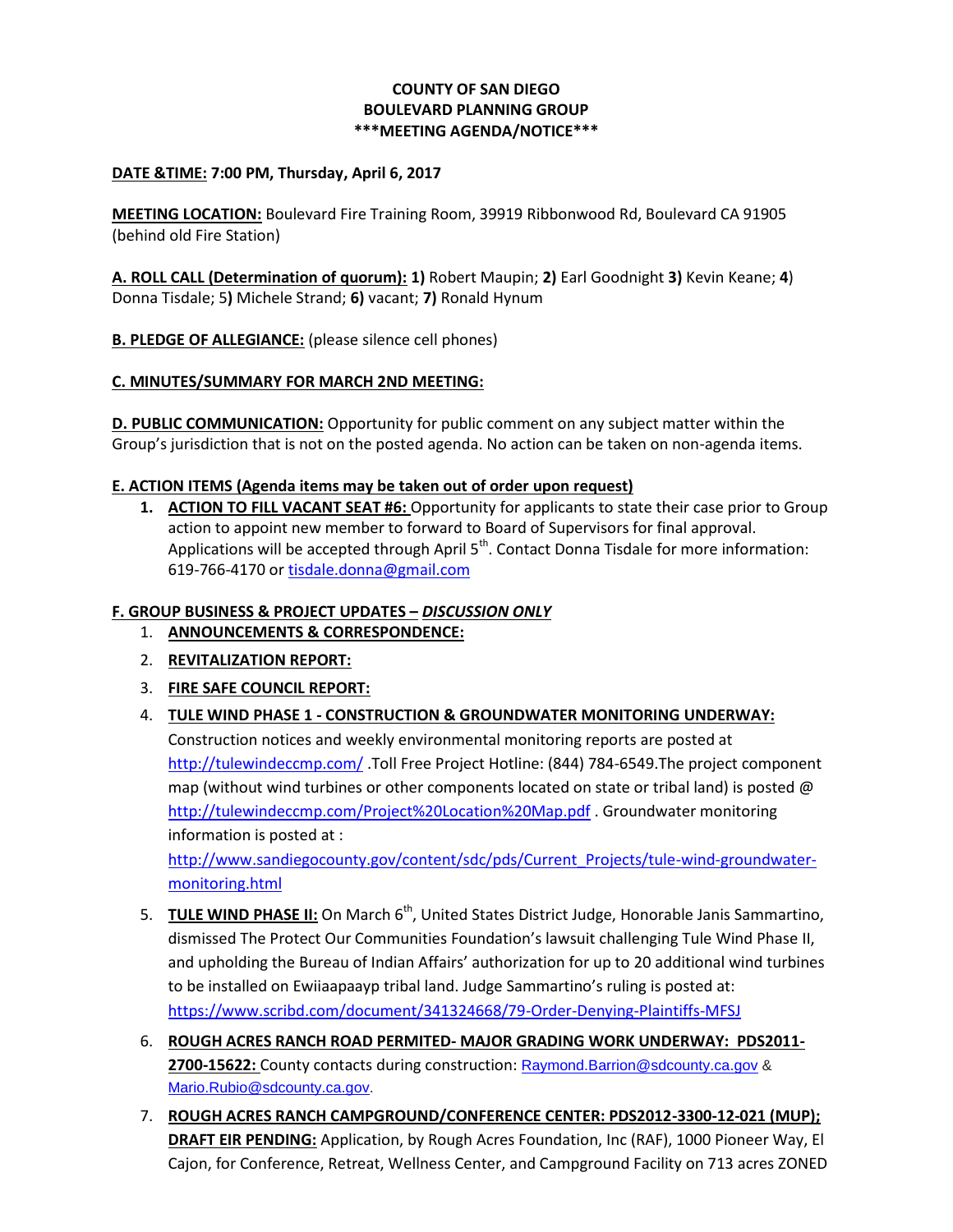**COUNTY OF SAN DIEGO**
**BOULEVARD PLANNING GROUP**
**\*\*\*MEETING AGENDA/NOTICE\*\*\***

**DATE &TIME: 7:00 PM, Thursday, April 6, 2017**

**MEETING LOCATION:** Boulevard Fire Training Room, 39919 Ribbonwood Rd, Boulevard CA 91905 (behind old Fire Station)

**A. ROLL CALL (Determination of quorum): 1)** Robert Maupin; **2)** Earl Goodnight **3)** Kevin Keane; **4)** Donna Tisdale; 5**)** Michele Strand; **6)** vacant; **7)** Ronald Hynum

**B. PLEDGE OF ALLEGIANCE:** (please silence cell phones)

**C. MINUTES/SUMMARY FOR MARCH 2ND MEETING:**

**D. PUBLIC COMMUNICATION:** Opportunity for public comment on any subject matter within the Group's jurisdiction that is not on the posted agenda. No action can be taken on non-agenda items.

**E. ACTION ITEMS (Agenda items may be taken out of order upon request)**

1. **ACTION TO FILL VACANT SEAT #6:** Opportunity for applicants to state their case prior to Group action to appoint new member to forward to Board of Supervisors for final approval. Applications will be accepted through April 5th. Contact Donna Tisdale for more information: 619-766-4170 or tisdale.donna@gmail.com

**F. GROUP BUSINESS & PROJECT UPDATES – *DISCUSSION ONLY***

1. **ANNOUNCEMENTS & CORRESPONDENCE:**
2. **REVITALIZATION REPORT:**
3. **FIRE SAFE COUNCIL REPORT:**
4. **TULE WIND PHASE 1 - CONSTRUCTION & GROUNDWATER MONITORING UNDERWAY:** Construction notices and weekly environmental monitoring reports are posted at http://tulewindeccmp.com/ .Toll Free Project Hotline: (844) 784-6549.The project component map (without wind turbines or other components located on state or tribal land) is posted @ http://tulewindeccmp.com/Project%20Location%20Map.pdf . Groundwater monitoring information is posted at : http://www.sandiegocounty.gov/content/sdc/pds/Current_Projects/tule-wind-groundwater-monitoring.html
5. **TULE WIND PHASE II:** On March 6th, United States District Judge, Honorable Janis Sammartino, dismissed The Protect Our Communities Foundation's lawsuit challenging Tule Wind Phase II, and upholding the Bureau of Indian Affairs' authorization for up to 20 additional wind turbines to be installed on Ewiiaapaayp tribal land. Judge Sammartino's ruling is posted at: https://www.scribd.com/document/341324668/79-Order-Denying-Plaintiffs-MFSJ
6. **ROUGH ACRES RANCH ROAD PERMITED- MAJOR GRADING WORK UNDERWAY: PDS2011-2700-15622:** County contacts during construction: Raymond.Barrion@sdcounty.ca.gov & Mario.Rubio@sdcounty.ca.gov.
7. **ROUGH ACRES RANCH CAMPGROUND/CONFERENCE CENTER: PDS2012-3300-12-021 (MUP); DRAFT EIR PENDING:** Application, by Rough Acres Foundation, Inc (RAF), 1000 Pioneer Way, El Cajon, for Conference, Retreat, Wellness Center, and Campground Facility on 713 acres ZONED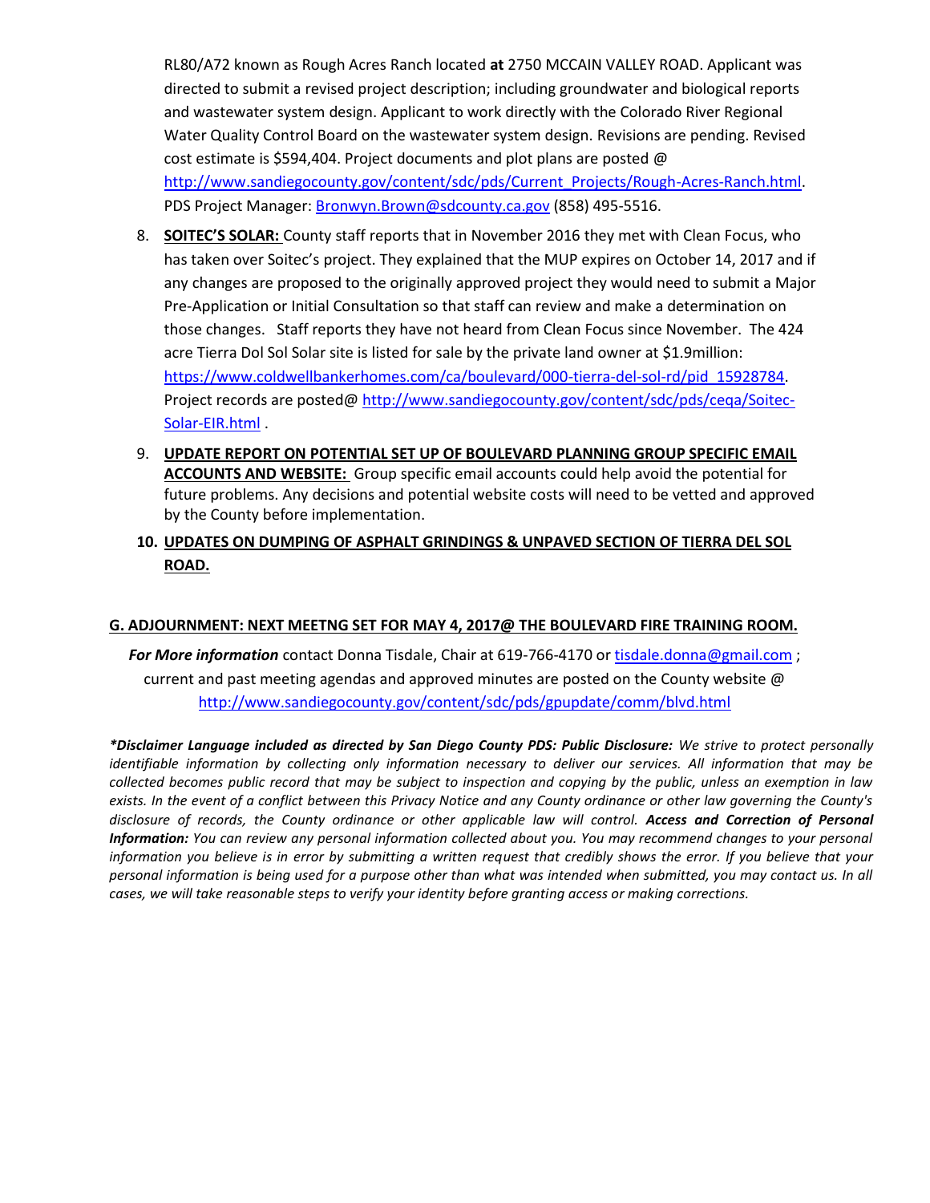RL80/A72 known as Rough Acres Ranch located **at** 2750 MCCAIN VALLEY ROAD. Applicant was directed to submit a revised project description; including groundwater and biological reports and wastewater system design. Applicant to work directly with the Colorado River Regional Water Quality Control Board on the wastewater system design. Revisions are pending. Revised cost estimate is $594,404. Project documents and plot plans are posted @ http://www.sandiegocounty.gov/content/sdc/pds/Current_Projects/Rough-Acres-Ranch.html. PDS Project Manager: Bronwyn.Brown@sdcounty.ca.gov (858) 495-5516.

8. **SOITEC'S SOLAR:** County staff reports that in November 2016 they met with Clean Focus, who has taken over Soitec's project. They explained that the MUP expires on October 14, 2017 and if any changes are proposed to the originally approved project they would need to submit a Major Pre-Application or Initial Consultation so that staff can review and make a determination on those changes. Staff reports they have not heard from Clean Focus since November. The 424 acre Tierra Dol Sol Solar site is listed for sale by the private land owner at $1.9million: https://www.coldwellbankerhomes.com/ca/boulevard/000-tierra-del-sol-rd/pid_15928784. Project records are posted@ http://www.sandiegocounty.gov/content/sdc/pds/ceqa/Soitec-Solar-EIR.html .

9. **UPDATE REPORT ON POTENTIAL SET UP OF BOULEVARD PLANNING GROUP SPECIFIC EMAIL ACCOUNTS AND WEBSITE:** Group specific email accounts could help avoid the potential for future problems. Any decisions and potential website costs will need to be vetted and approved by the County before implementation.

10. **UPDATES ON DUMPING OF ASPHALT GRINDINGS & UNPAVED SECTION OF TIERRA DEL SOL ROAD.**

**G. ADJOURNMENT: NEXT MEETNG SET FOR MAY 4, 2017@ THE BOULEVARD FIRE TRAINING ROOM.**

***For More information*** contact Donna Tisdale, Chair at 619-766-4170 or tisdale.donna@gmail.com ; current and past meeting agendas and approved minutes are posted on the County website @ http://www.sandiegocounty.gov/content/sdc/pds/gpupdate/comm/blvd.html

***\*Disclaimer Language included as directed by San Diego County PDS: Public Disclosure:*** *We strive to protect personally identifiable information by collecting only information necessary to deliver our services. All information that may be collected becomes public record that may be subject to inspection and copying by the public, unless an exemption in law exists. In the event of a conflict between this Privacy Notice and any County ordinance or other law governing the County's disclosure of records, the County ordinance or other applicable law will control.* ***Access and Correction of Personal Information:*** *You can review any personal information collected about you. You may recommend changes to your personal information you believe is in error by submitting a written request that credibly shows the error. If you believe that your personal information is being used for a purpose other than what was intended when submitted, you may contact us. In all cases, we will take reasonable steps to verify your identity before granting access or making corrections.*